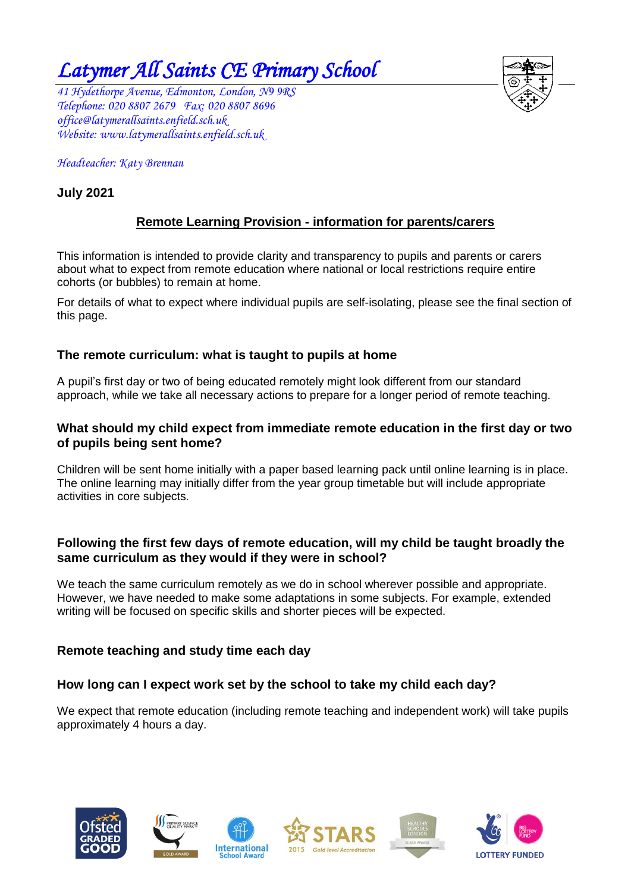# Latymer All Saints CE Primary School

*41 Hydethorpe Avenue, Edmonton, London, N9 9RS*
*Telephone: 020 8807 2679 Fax: 020 8807 8696*
*office@latymerallsaints.enfield.sch.uk*
*Website: www.latymerallsaints.enfield.sch.uk*

*Headteacher: Katy Brennan*

**July 2021**

## Remote Learning Provision - information for parents/carers

This information is intended to provide clarity and transparency to pupils and parents or carers about what to expect from remote education where national or local restrictions require entire cohorts (or bubbles) to remain at home.

For details of what to expect where individual pupils are self-isolating, please see the final section of this page.

### The remote curriculum: what is taught to pupils at home

A pupil's first day or two of being educated remotely might look different from our standard approach, while we take all necessary actions to prepare for a longer period of remote teaching.

### What should my child expect from immediate remote education in the first day or two of pupils being sent home?

Children will be sent home initially with a paper based learning pack until online learning is in place. The online learning may initially differ from the year group timetable but will include appropriate activities in core subjects.

### Following the first few days of remote education, will my child be taught broadly the same curriculum as they would if they were in school?

We teach the same curriculum remotely as we do in school wherever possible and appropriate. However, we have needed to make some adaptations in some subjects. For example, extended writing will be focused on specific skills and shorter pieces will be expected.

### Remote teaching and study time each day

### How long can I expect work set by the school to take my child each day?

We expect that remote education (including remote teaching and independent work) will take pupils approximately 4 hours a day.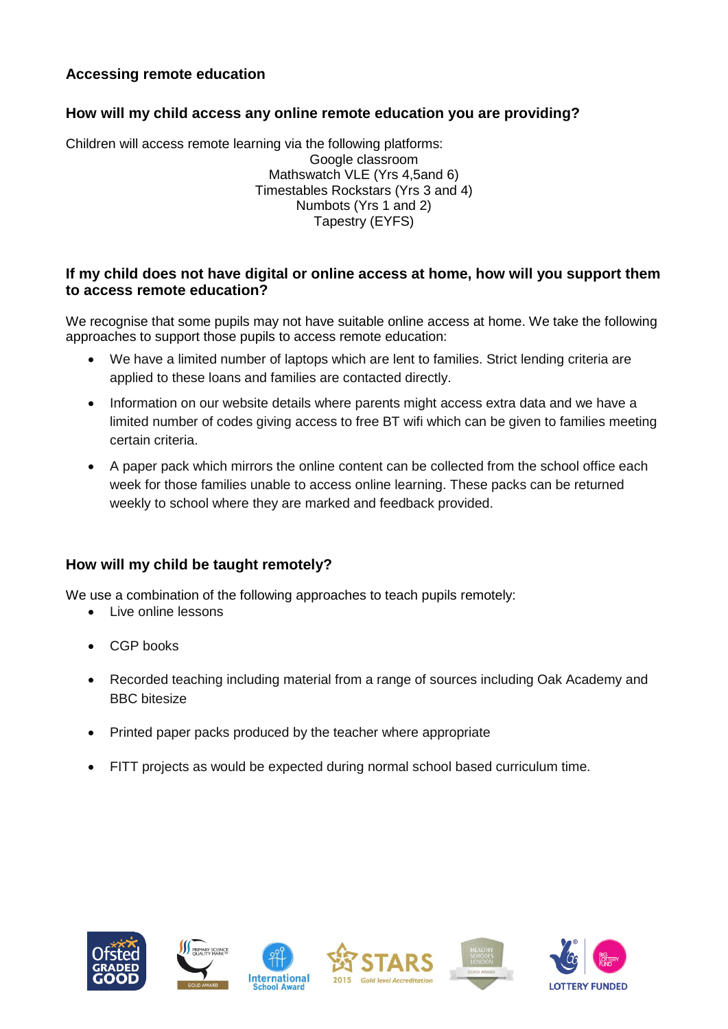## Accessing remote education

### How will my child access any online remote education you are providing?

Children will access remote learning via the following platforms:

Google classroom
Mathswatch VLE (Yrs 4,5and 6)
Timestables Rockstars (Yrs 3 and 4)
Numbots (Yrs 1 and 2)
Tapestry (EYFS)

### If my child does not have digital or online access at home, how will you support them to access remote education?

We recognise that some pupils may not have suitable online access at home. We take the following approaches to support those pupils to access remote education:

- We have a limited number of laptops which are lent to families. Strict lending criteria are applied to these loans and families are contacted directly.
- Information on our website details where parents might access extra data and we have a limited number of codes giving access to free BT wifi which can be given to families meeting certain criteria.
- A paper pack which mirrors the online content can be collected from the school office each week for those families unable to access online learning. These packs can be returned weekly to school where they are marked and feedback provided.

### How will my child be taught remotely?

We use a combination of the following approaches to teach pupils remotely:

- Live online lessons
- CGP books
- Recorded teaching including material from a range of sources including Oak Academy and BBC bitesize
- Printed paper packs produced by the teacher where appropriate
- FITT projects as would be expected during normal school based curriculum time.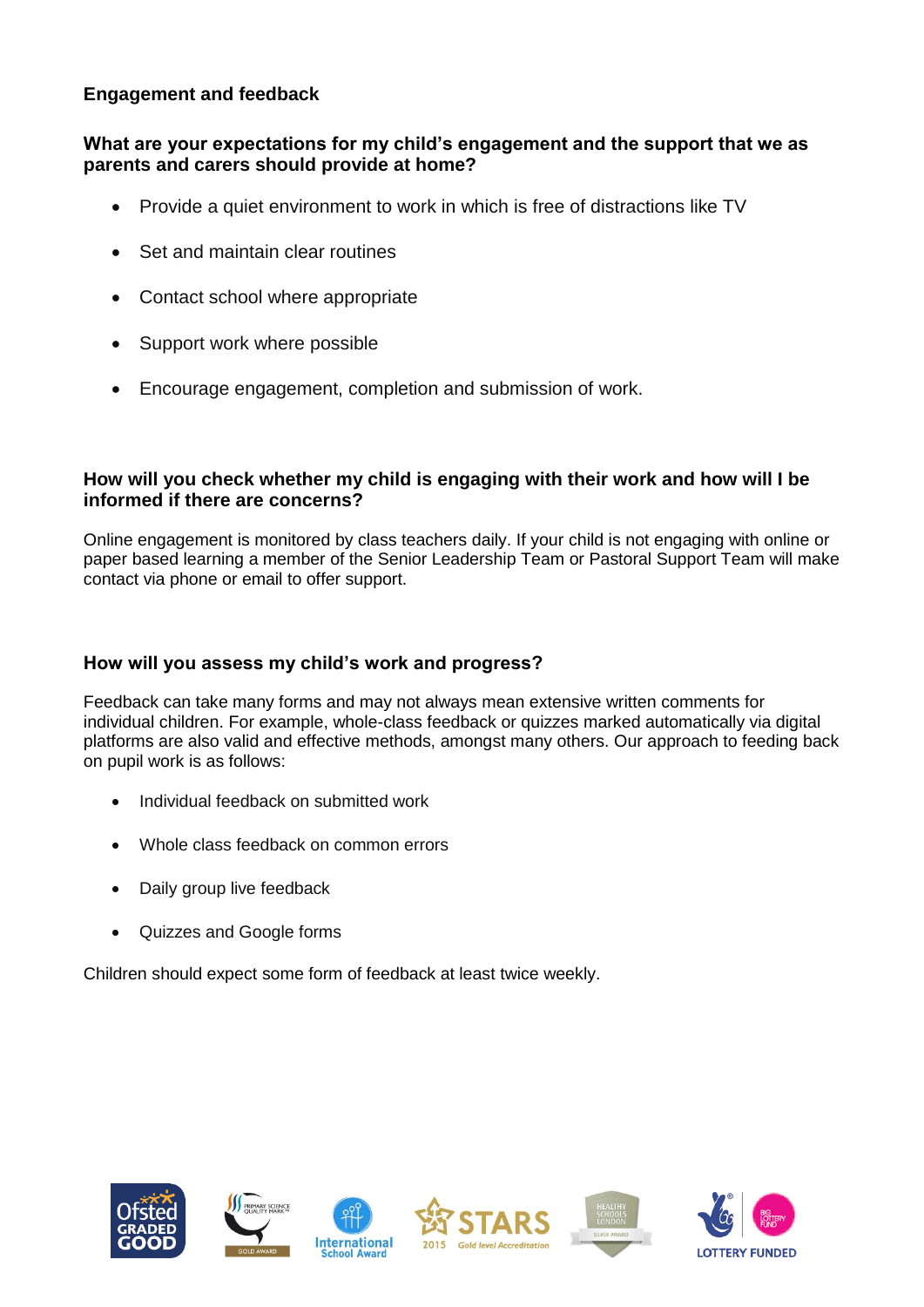## Engagement and feedback

### What are your expectations for my child's engagement and the support that we as parents and carers should provide at home?

- Provide a quiet environment to work in which is free of distractions like TV
- Set and maintain clear routines
- Contact school where appropriate
- Support work where possible
- Encourage engagement, completion and submission of work.

### How will you check whether my child is engaging with their work and how will I be informed if there are concerns?

Online engagement is monitored by class teachers daily. If your child is not engaging with online or paper based learning a member of the Senior Leadership Team or Pastoral Support Team will make contact via phone or email to offer support.

### How will you assess my child's work and progress?

Feedback can take many forms and may not always mean extensive written comments for individual children. For example, whole-class feedback or quizzes marked automatically via digital platforms are also valid and effective methods, amongst many others. Our approach to feeding back on pupil work is as follows:

- Individual feedback on submitted work
- Whole class feedback on common errors
- Daily group live feedback
- Quizzes and Google forms

Children should expect some form of feedback at least twice weekly.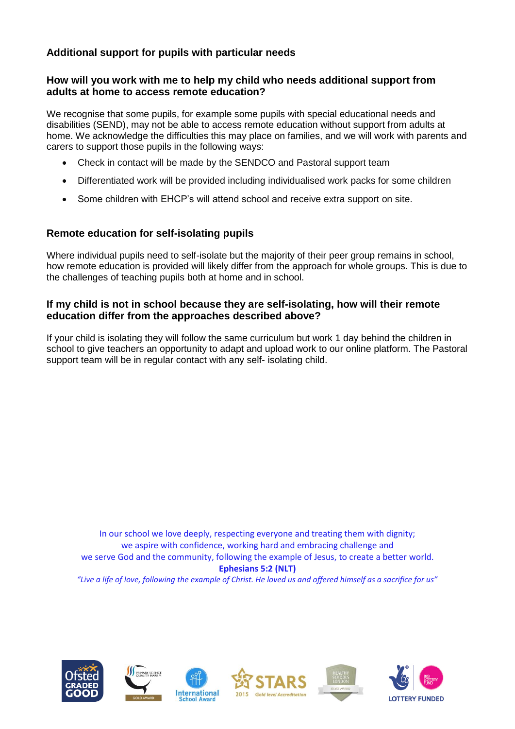### Additional support for pupils with particular needs

#### How will you work with me to help my child who needs additional support from adults at home to access remote education?

We recognise that some pupils, for example some pupils with special educational needs and disabilities (SEND), may not be able to access remote education without support from adults at home. We acknowledge the difficulties this may place on families, and we will work with parents and carers to support those pupils in the following ways:

- Check in contact will be made by the SENDCO and Pastoral support team
- Differentiated work will be provided including individualised work packs for some children
- Some children with EHCP's will attend school and receive extra support on site.

### Remote education for self-isolating pupils

Where individual pupils need to self-isolate but the majority of their peer group remains in school, how remote education is provided will likely differ from the approach for whole groups. This is due to the challenges of teaching pupils both at home and in school.

#### If my child is not in school because they are self-isolating, how will their remote education differ from the approaches described above?

If your child is isolating they will follow the same curriculum but work 1 day behind the children in school to give teachers an opportunity to adapt and upload work to our online platform. The Pastoral support team will be in regular contact with any self- isolating child.

In our school we love deeply, respecting everyone and treating them with dignity;
we aspire with confidence, working hard and embracing challenge and
we serve God and the community, following the example of Jesus, to create a better world.

**Ephesians 5:2 (NLT)**

*"Live a life of love, following the example of Christ. He loved us and offered himself as a sacrifice for us"*